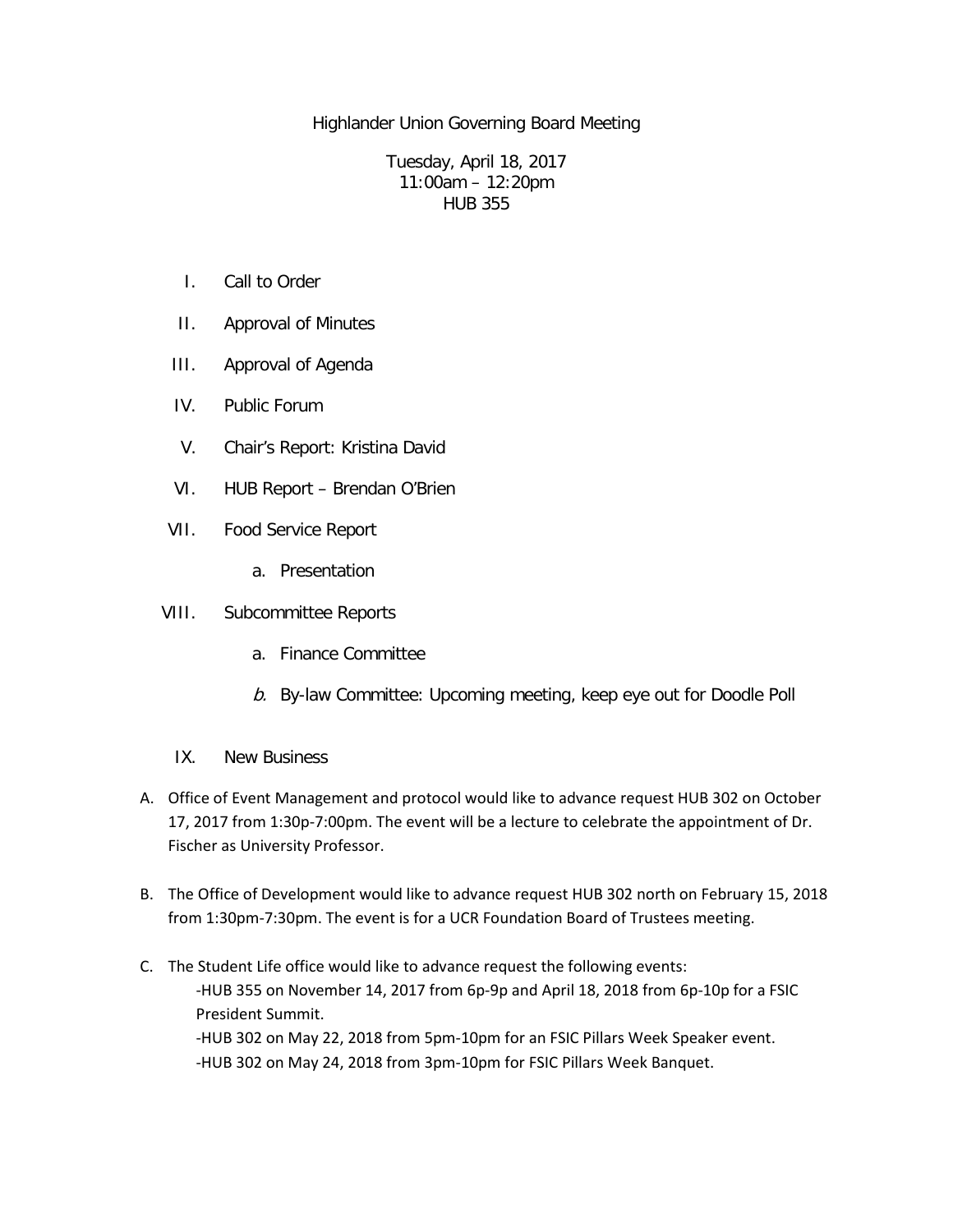Highlander Union Governing Board Meeting

Tuesday, April 18, 2017
11:00am – 12:20pm
HUB 355

I. Call to Order

II. Approval of Minutes

III. Approval of Agenda

IV. Public Forum

V. Chair's Report: Kristina David

VI. HUB Report – Brendan O'Brien

VII. Food Service Report

  a. Presentation

VIII. Subcommittee Reports

  a. Finance Committee

  *b.* By-law Committee: Upcoming meeting, keep eye out for Doodle Poll

IX. New Business

A. Office of Event Management and protocol would like to advance request HUB 302 on October 17, 2017 from 1:30p-7:00pm. The event will be a lecture to celebrate the appointment of Dr. Fischer as University Professor.

B. The Office of Development would like to advance request HUB 302 north on February 15, 2018 from 1:30pm-7:30pm. The event is for a UCR Foundation Board of Trustees meeting.

C. The Student Life office would like to advance request the following events:
   -HUB 355 on November 14, 2017 from 6p-9p and April 18, 2018 from 6p-10p for a FSIC President Summit.
   -HUB 302 on May 22, 2018 from 5pm-10pm for an FSIC Pillars Week Speaker event.
   -HUB 302 on May 24, 2018 from 3pm-10pm for FSIC Pillars Week Banquet.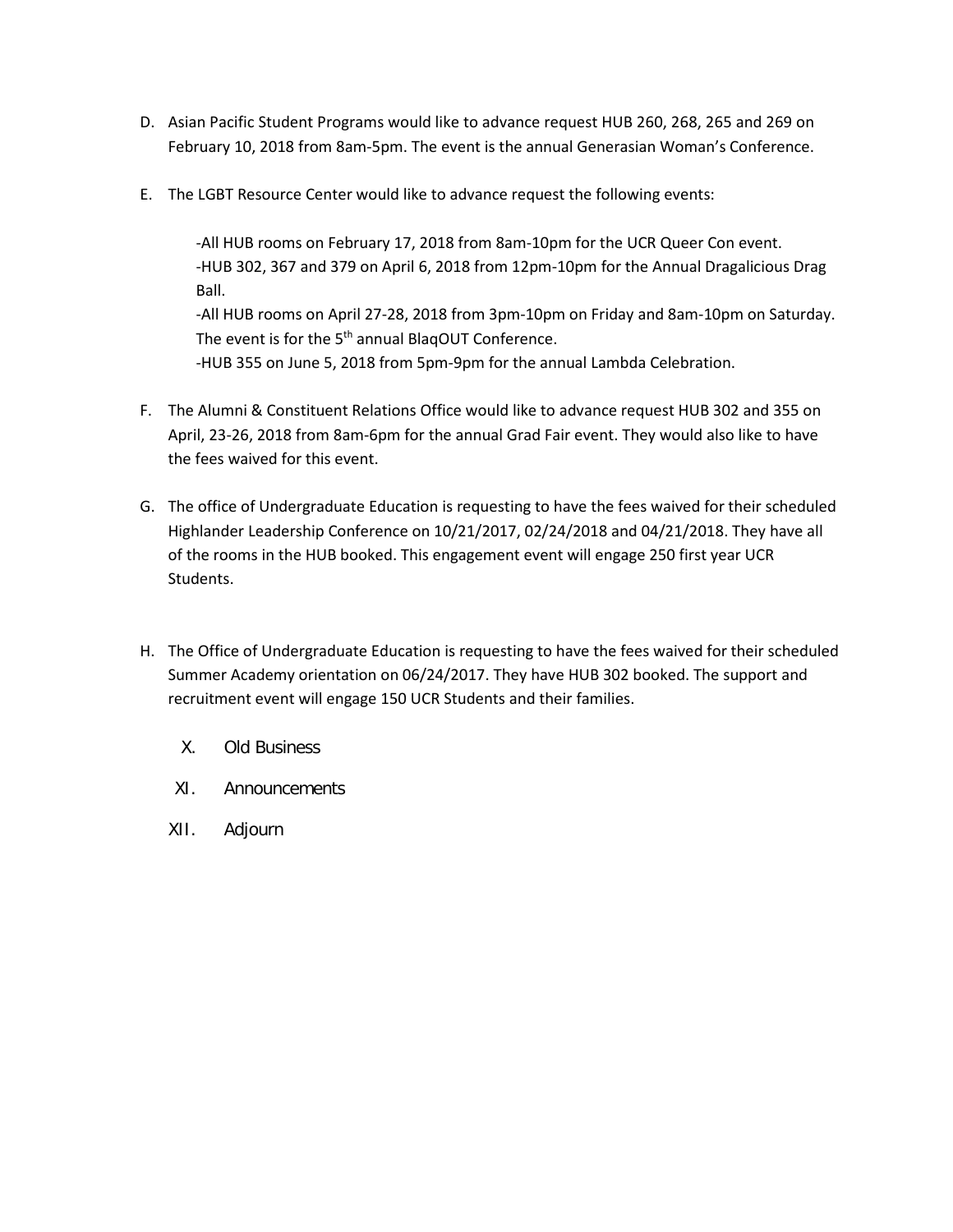D. Asian Pacific Student Programs would like to advance request HUB 260, 268, 265 and 269 on February 10, 2018 from 8am-5pm. The event is the annual Generasian Woman's Conference.

E. The LGBT Resource Center would like to advance request the following events:

   -All HUB rooms on February 17, 2018 from 8am-10pm for the UCR Queer Con event.
   -HUB 302, 367 and 379 on April 6, 2018 from 12pm-10pm for the Annual Dragalicious Drag Ball.
   -All HUB rooms on April 27-28, 2018 from 3pm-10pm on Friday and 8am-10pm on Saturday. The event is for the 5th annual BlaqOUT Conference.
   -HUB 355 on June 5, 2018 from 5pm-9pm for the annual Lambda Celebration.

F. The Alumni & Constituent Relations Office would like to advance request HUB 302 and 355 on April, 23-26, 2018 from 8am-6pm for the annual Grad Fair event. They would also like to have the fees waived for this event.

G. The office of Undergraduate Education is requesting to have the fees waived for their scheduled Highlander Leadership Conference on 10/21/2017, 02/24/2018 and 04/21/2018. They have all of the rooms in the HUB booked. This engagement event will engage 250 first year UCR Students.

H. The Office of Undergraduate Education is requesting to have the fees waived for their scheduled Summer Academy orientation on 06/24/2017. They have HUB 302 booked. The support and recruitment event will engage 150 UCR Students and their families.

X. Old Business

XI. Announcements

XII. Adjourn